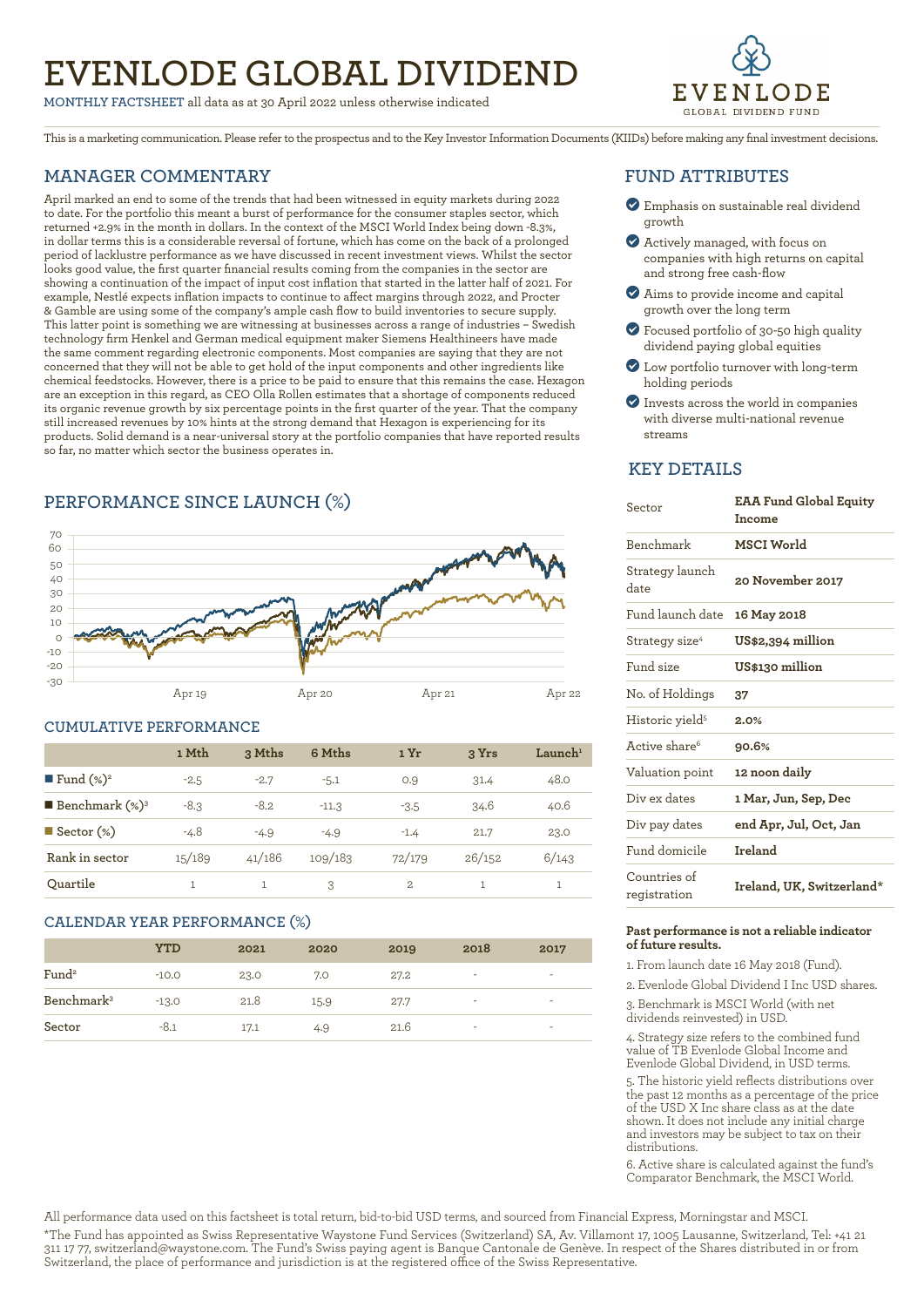# EVENLODE GLOBAL DIVIDEND

MONTHLY FACTSHEET all data as at 30 April 2022 unless otherwise indicated

This is a marketing communication. Please refer to the prospectus and to the Key Investor Information Documents (KIIDs) before making any final investment decisions.

## MANAGER COMMENTARY

April marked an end to some of the trends that had been witnessed in equity markets during 2022 to date. For the portfolio this meant a burst of performance for the consumer staples sector, which returned +2.9% in the month in dollars. In the context of the MSCI World Index being down -8.3%, in dollar terms this is a considerable reversal of fortune, which has come on the back of a prolonged period of lacklustre performance as we have discussed in recent investment views. Whilst the sector looks good value, the first quarter financial results coming from the companies in the sector are showing a continuation of the impact of input cost inflation that started in the latter half of 2021. For example, Nestlé expects inflation impacts to continue to affect margins through 2022, and Procter & Gamble are using some of the company's ample cash flow to build inventories to secure supply. This latter point is something we are witnessing at businesses across a range of industries – Swedish technology firm Henkel and German medical equipment maker Siemens Healthineers have made the same comment regarding electronic components. Most companies are saying that they are not concerned that they will not be able to get hold of the input components and other ingredients like chemical feedstocks. However, there is a price to be paid to ensure that this remains the case. Hexagon are an exception in this regard, as CEO Olla Rollen estimates that a shortage of components reduced its organic revenue growth by six percentage points in the first quarter of the year. That the company still increased revenues by 10% hints at the strong demand that Hexagon is experiencing for its products. Solid demand is a near-universal story at the portfolio companies that have reported results so far, no matter which sector the business operates in.

## PERFORMANCE SINCE LAUNCH (%)

### CUMULATIVE PERFORMANCE

| | 1 Mth | 3 Mths | 6 Mths | 1 Yr | 3 Yrs | Launch[1] |
|---|---|---|---|---|---|---|
| Fund (%)[2] | -2.5 | -2.7 | -5.1 | 0.9 | 31.4 | 48.0 |
| Benchmark (%)[3] | -8.3 | -8.2 | -11.3 | -3.5 | 34.6 | 40.6 |
| Sector (%) | -4.8 | -4.9 | -4.9 | -1.4 | 21.7 | 23.0 |
| Rank in sector | 15/189 | 41/186 | 109/183 | 72/179 | 26/152 | 6/143 |
| Quartile | 1 | 1 | 3 | 2 | 1 | 1 |

### CALENDAR YEAR PERFORMANCE (%)

| | YTD | 2021 | 2020 | 2019 | 2018 | 2017 |
|---|---|---|---|---|---|---|
| Fund[2] | -10.0 | 23.0 | 7.0 | 27.2 | - | - |
| Benchmark[3] | -13.0 | 21.8 | 15.9 | 27.7 | - | - |
| Sector | -8.1 | 17.1 | 4.9 | 21.6 | - | - |

## FUND ATTRIBUTES

- Emphasis on sustainable real dividend growth
- Actively managed, with focus on companies with high returns on capital and strong free cash-flow
- Aims to provide income and capital growth over the long term
- Focused portfolio of 30-50 high quality dividend paying global equities
- Low portfolio turnover with long-term holding periods
- Invests across the world in companies with diverse multi-national revenue streams

## KEY DETAILS

| | |
|---|---|
| Sector | **EAA Fund Global Equity Income** |
| Benchmark | **MSCI World** |
| Strategy launch date | **20 November 2017** |
| Fund launch date | **16 May 2018** |
| Strategy size[4] | **US$2,394 million** |
| Fund size | **US$130 million** |
| No. of Holdings | **37** |
| Historic yield[5] | **2.0%** |
| Active share[6] | **90.6%** |
| Valuation point | **12 noon daily** |
| Div ex dates | **1 Mar, Jun, Sep, Dec** |
| Div pay dates | **end Apr, Jul, Oct, Jan** |
| Fund domicile | **Ireland** |
| Countries of registration | **Ireland, UK, Switzerland*** |

**Past performance is not a reliable indicator of future results.**

1. From launch date 16 May 2018 (Fund).
2. Evenlode Global Dividend I Inc USD shares.
3. Benchmark is MSCI World (with net dividends reinvested) in USD.
4. Strategy size refers to the combined fund value of TB Evenlode Global Income and Evenlode Global Dividend, in USD terms.
5. The historic yield reflects distributions over the past 12 months as a percentage of the price of the USD X Inc share class as at the date shown. It does not include any initial charge and investors may be subject to tax on their distributions.
6. Active share is calculated against the fund's Comparator Benchmark, the MSCI World.

All performance data used on this factsheet is total return, bid-to-bid USD terms, and sourced from Financial Express, Morningstar and MSCI.

*The Fund has appointed as Swiss Representative Waystone Fund Services (Switzerland) SA, Av. Villamont 17, 1005 Lausanne, Switzerland, Tel: +41 21 311 17 77, switzerland@waystone.com. The Fund's Swiss paying agent is Banque Cantonale de Genève. In respect of the Shares distributed in or from Switzerland, the place of performance and jurisdiction is at the registered office of the Swiss Representative.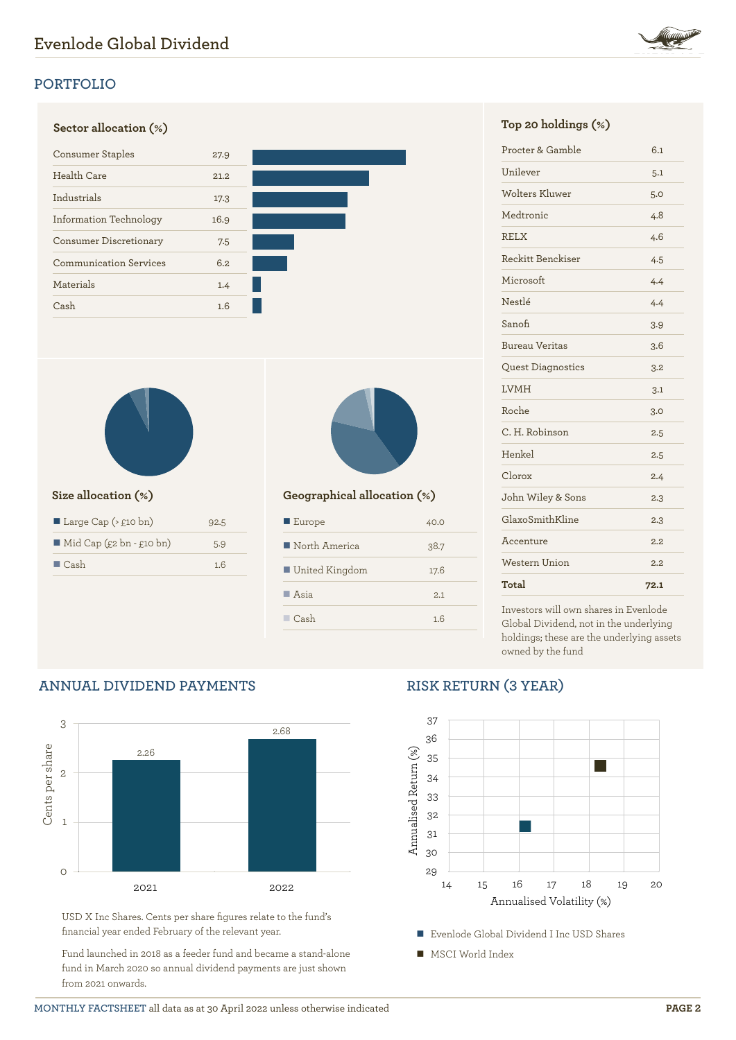## PORTFOLIO

### Sector allocation (%)

| Sector | % |
|---|---|
| Consumer Staples | 27.9 |
| Health Care | 21.2 |
| Industrials | 17.3 |
| Information Technology | 16.9 |
| Consumer Discretionary | 7.5 |
| Communication Services | 6.2 |
| Materials | 1.4 |
| Cash | 1.6 |

### Size allocation (%)

| Size | % |
|---|---|
| Large Cap (> £10 bn) | 92.5 |
| Mid Cap (£2 bn - £10 bn) | 5.9 |
| Cash | 1.6 |

### Geographical allocation (%)

| Region | % |
|---|---|
| Europe | 40.0 |
| North America | 38.7 |
| United Kingdom | 17.6 |
| Asia | 2.1 |
| Cash | 1.6 |

### Top 20 holdings (%)

| Holding | % |
|---|---|
| Procter & Gamble | 6.1 |
| Unilever | 5.1 |
| Wolters Kluwer | 5.0 |
| Medtronic | 4.8 |
| RELX | 4.6 |
| Reckitt Benckiser | 4.5 |
| Microsoft | 4.4 |
| Nestlé | 4.4 |
| Sanofi | 3.9 |
| Bureau Veritas | 3.6 |
| Quest Diagnostics | 3.2 |
| LVMH | 3.1 |
| Roche | 3.0 |
| C. H. Robinson | 2.5 |
| Henkel | 2.5 |
| Clorox | 2.4 |
| John Wiley & Sons | 2.3 |
| GlaxoSmithKline | 2.3 |
| Accenture | 2.2 |
| Western Union | 2.2 |
| **Total** | **72.1** |

Investors will own shares in Evenlode Global Dividend, not in the underlying holdings; these are the underlying assets owned by the fund

## ANNUAL DIVIDEND PAYMENTS

| Year | Cents per share |
|---|---|
| 2021 | 2.26 |
| 2022 | 2.68 |

USD X Inc Shares. Cents per share figures relate to the fund's financial year ended February of the relevant year.

Fund launched in 2018 as a feeder fund and became a stand-alone fund in March 2020 so annual dividend payments are just shown from 2021 onwards.

## RISK RETURN (3 YEAR)

Annualised Return (%) vs. Annualised Volatility (%)

- Evenlode Global Dividend I Inc USD Shares
- MSCI World Index

**MONTHLY FACTSHEET** all data as at 30 April 2022 unless otherwise indicated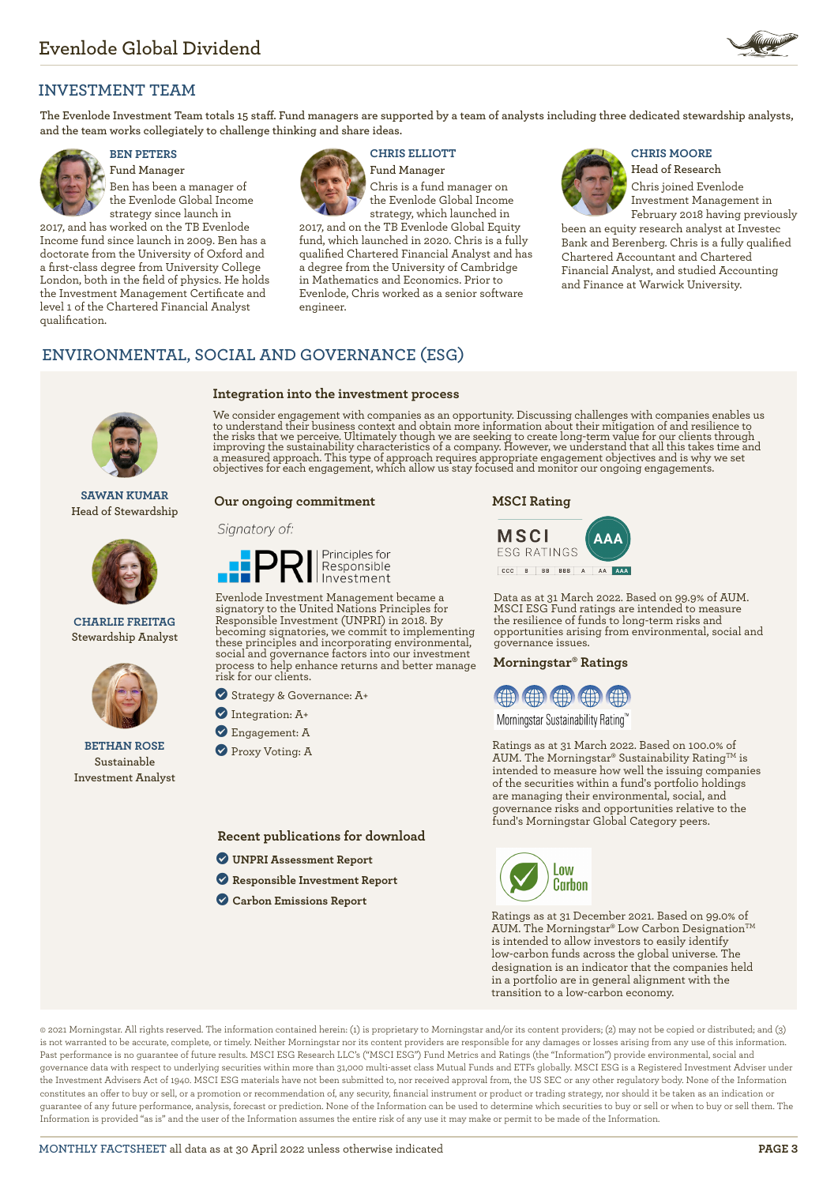## INVESTMENT TEAM

The Evenlode Investment Team totals 15 staff. Fund managers are supported by a team of analysts including three dedicated stewardship analysts, and the team works collegiately to challenge thinking and share ideas.

### BEN PETERS

Fund Manager

Ben has been a manager of the Evenlode Global Income strategy since launch in 2017, and has worked on the TB Evenlode Income fund since launch in 2009. Ben has a doctorate from the University of Oxford and a first-class degree from University College London, both in the field of physics. He holds the Investment Management Certificate and level 1 of the Chartered Financial Analyst qualification.

### CHRIS ELLIOTT

Fund Manager

Chris is a fund manager on the Evenlode Global Income strategy, which launched in 2017, and on the TB Evenlode Global Equity fund, which launched in 2020. Chris is a fully qualified Chartered Financial Analyst and has a degree from the University of Cambridge in Mathematics and Economics. Prior to Evenlode, Chris worked as a senior software engineer.

### CHRIS MOORE

Head of Research

Chris joined Evenlode Investment Management in February 2018 having previously been an equity research analyst at Investec Bank and Berenberg. Chris is a fully qualified Chartered Accountant and Chartered Financial Analyst, and studied Accounting and Finance at Warwick University.

## ENVIRONMENTAL, SOCIAL AND GOVERNANCE (ESG)

**SAWAN KUMAR**
Head of Stewardship

**CHARLIE FREITAG**
Stewardship Analyst

**BETHAN ROSE**
Sustainable Investment Analyst

### Integration into the investment process

We consider engagement with companies as an opportunity. Discussing challenges with companies enables us to understand their business context and obtain more information about their mitigation of and resilience to the risks that we perceive. Ultimately though we are seeking to create long-term value for our clients through improving the sustainability characteristics of a company. However, we understand that all this takes time and a measured approach. This type of approach requires appropriate engagement objectives and is why we set objectives for each engagement, which allow us stay focused and monitor our ongoing engagements.

### Our ongoing commitment

*Signatory of:*

PRI Principles for Responsible Investment

Evenlode Investment Management became a signatory to the United Nations Principles for Responsible Investment (UNPRI) in 2018. By becoming signatories, we commit to implementing these principles and incorporating environmental, social and governance factors into our investment process to help enhance returns and better manage risk for our clients.

- Strategy & Governance: A+
- Integration: A+
- Engagement: A
- Proxy Voting: A

### Recent publications for download

- **UNPRI Assessment Report**
- **Responsible Investment Report**
- **Carbon Emissions Report**

### MSCI Rating

MSCI ESG RATINGS: AAA

CCC | B | BB | BBB | A | AA | AAA

Data as at 31 March 2022. Based on 99.9% of AUM. MSCI ESG Fund ratings are intended to measure the resilience of funds to long-term risks and opportunities arising from environmental, social and governance issues.

### Morningstar® Ratings

Morningstar Sustainability Rating™

Ratings as at 31 March 2022. Based on 100.0% of AUM. The Morningstar® Sustainability Rating™ is intended to measure how well the issuing companies of the securities within a fund's portfolio holdings are managing their environmental, social, and governance risks and opportunities relative to the fund's Morningstar Global Category peers.

Low Carbon

Ratings as at 31 December 2021. Based on 99.0% of AUM. The Morningstar® Low Carbon Designation™ is intended to allow investors to easily identify low-carbon funds across the global universe. The designation is an indicator that the companies held in a portfolio are in general alignment with the transition to a low-carbon economy.

© 2021 Morningstar. All rights reserved. The information contained herein: (1) is proprietary to Morningstar and/or its content providers; (2) may not be copied or distributed; and (3) is not warranted to be accurate, complete, or timely. Neither Morningstar nor its content providers are responsible for any damages or losses arising from any use of this information. Past performance is no guarantee of future results. MSCI ESG Research LLC's ("MSCI ESG") Fund Metrics and Ratings (the "Information") provide environmental, social and governance data with respect to underlying securities within more than 31,000 multi-asset class Mutual Funds and ETFs globally. MSCI ESG is a Registered Investment Adviser under the Investment Advisers Act of 1940. MSCI ESG materials have not been submitted to, nor received approval from, the US SEC or any other regulatory body. None of the Information constitutes an offer to buy or sell, or a promotion or recommendation of, any security, financial instrument or product or trading strategy, nor should it be taken as an indication or guarantee of any future performance, analysis, forecast or prediction. None of the Information can be used to determine which securities to buy or sell or when to buy or sell them. The Information is provided "as is" and the user of the Information assumes the entire risk of any use it may make or permit to be made of the Information.

MONTHLY FACTSHEET all data as at 30 April 2022 unless otherwise indicated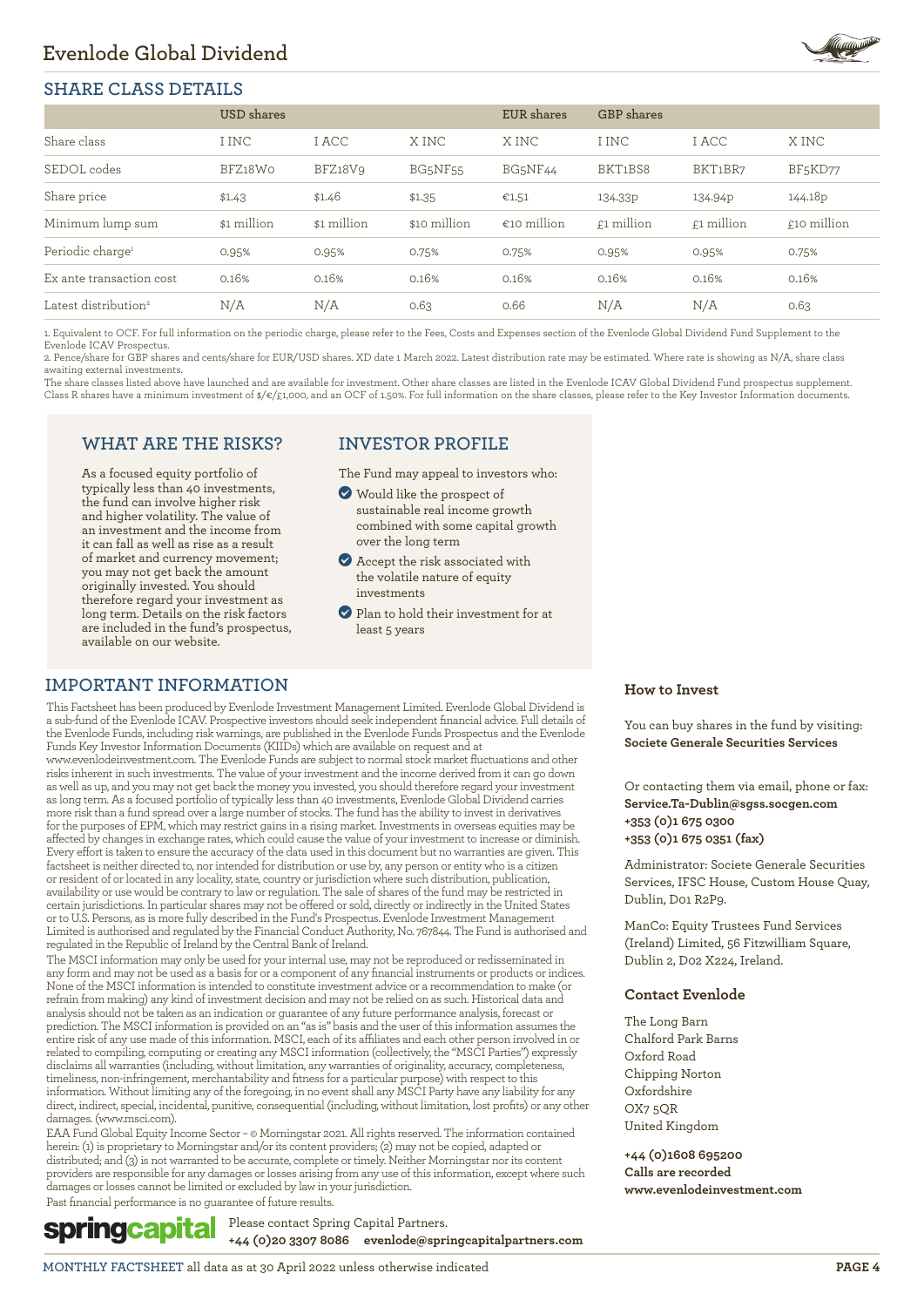# Evenlode Global Dividend

## SHARE CLASS DETAILS

| | USD shares | | | EUR shares | GBP shares | | |
|---|---|---|---|---|---|---|---|
| Share class | I INC | I ACC | X INC | X INC | I INC | I ACC | X INC |
| SEDOL codes | BFZ18W0 | BFZ18V9 | BG5NF55 | BG5NF44 | BKT1BS8 | BKT1BR7 | BF5KD77 |
| Share price | $1.43 | $1.46 | $1.35 | €1.51 | 134.33p | 134.94p | 144.18p |
| Minimum lump sum | $1 million | $1 million | $10 million | €10 million | £1 million | £1 million | £10 million |
| Periodic charge[1] | 0.95% | 0.95% | 0.75% | 0.75% | 0.95% | 0.95% | 0.75% |
| Ex ante transaction cost | 0.16% | 0.16% | 0.16% | 0.16% | 0.16% | 0.16% | 0.16% |
| Latest distribution[2] | N/A | N/A | 0.63 | 0.66 | N/A | N/A | 0.63 |

1. Equivalent to OCF. For full information on the periodic charge, please refer to the Fees, Costs and Expenses section of the Evenlode Global Dividend Fund Supplement to the Evenlode ICAV Prospectus.
2. Pence/share for GBP shares and cents/share for EUR/USD shares. XD date 1 March 2022. Latest distribution rate may be estimated. Where rate is showing as N/A, share class awaiting external investments.
The share classes listed above have launched and are available for investment. Other share classes are listed in the Evenlode ICAV Global Dividend Fund prospectus supplement. Class R shares have a minimum investment of $/€/£1,000, and an OCF of 1.50%. For full information on the share classes, please refer to the Key Investor Information documents.

## WHAT ARE THE RISKS?

As a focused equity portfolio of typically less than 40 investments, the fund can involve higher risk and higher volatility. The value of an investment and the income from it can fall as well as rise as a result of market and currency movement; you may not get back the amount originally invested. You should therefore regard your investment as long term. Details on the risk factors are included in the fund's prospectus, available on our website.

## INVESTOR PROFILE

The Fund may appeal to investors who:

- Would like the prospect of sustainable real income growth combined with some capital growth over the long term
- Accept the risk associated with the volatile nature of equity investments
- Plan to hold their investment for at least 5 years

## IMPORTANT INFORMATION

This Factsheet has been produced by Evenlode Investment Management Limited. Evenlode Global Dividend is a sub-fund of the Evenlode ICAV. Prospective investors should seek independent financial advice. Full details of the Evenlode Funds, including risk warnings, are published in the Evenlode Funds Prospectus and the Evenlode Funds Key Investor Information Documents (KIIDs) which are available on request and at www.evenlodeinvestment.com. The Evenlode Funds are subject to normal stock market fluctuations and other risks inherent in such investments. The value of your investment and the income derived from it can go down as well as up, and you may not get back the money you invested, you should therefore regard your investment as long term. As a focused portfolio of typically less than 40 investments, Evenlode Global Dividend carries more risk than a fund spread over a large number of stocks. The fund has the ability to invest in derivatives for the purposes of EPM, which may restrict gains in a rising market. Investments in overseas equities may be affected by changes in exchange rates, which could cause the value of your investment to increase or diminish. Every effort is taken to ensure the accuracy of the data used in this document but no warranties are given. This factsheet is neither directed to, nor intended for distribution or use by, any person or entity who is a citizen or resident of or located in any locality, state, country or jurisdiction where such distribution, publication, availability or use would be contrary to law or regulation. The sale of shares of the fund may be restricted in certain jurisdictions. In particular shares may not be offered or sold, directly or indirectly in the United States or to U.S. Persons, as is more fully described in the Fund's Prospectus. Evenlode Investment Management Limited is authorised and regulated by the Financial Conduct Authority, No. 767844. The Fund is authorised and regulated in the Republic of Ireland by the Central Bank of Ireland.

The MSCI information may only be used for your internal use, may not be reproduced or redisseminated in any form and may not be used as a basis for or a component of any financial instruments or products or indices. None of the MSCI information is intended to constitute investment advice or a recommendation to make (or refrain from making) any kind of investment decision and may not be relied on as such. Historical data and analysis should not be taken as an indication or guarantee of any future performance analysis, forecast or prediction. The MSCI information is provided on an "as is" basis and the user of this information assumes the entire risk of any use made of this information. MSCI, each of its affiliates and each other person involved in or related to compiling, computing or creating any MSCI information (collectively, the "MSCI Parties") expressly disclaims all warranties (including, without limitation, any warranties of originality, accuracy, completeness, timeliness, non-infringement, merchantability and fitness for a particular purpose) with respect to this information. Without limiting any of the foregoing, in no event shall any MSCI Party have any liability for any direct, indirect, special, incidental, punitive, consequential (including, without limitation, lost profits) or any other damages. (www.msci.com).

EAA Fund Global Equity Income Sector – © Morningstar 2021. All rights reserved. The information contained herein: (1) is proprietary to Morningstar and/or its content providers; (2) may not be copied, adapted or distributed; and (3) is not warranted to be accurate, complete or timely. Neither Morningstar nor its content providers are responsible for any damages or losses arising from any use of this information, except where such damages or losses cannot be limited or excluded by law in your jurisdiction.

Past financial performance is no guarantee of future results.

springcapital

Please contact Spring Capital Partners.
**+44 (0)20 3307 8086 evenlode@springcapitalpartners.com**

### How to Invest

You can buy shares in the fund by visiting:
**Societe Generale Securities Services**

Or contacting them via email, phone or fax:
**Service.Ta-Dublin@sgss.socgen.com**
**+353 (0)1 675 0300**
**+353 (0)1 675 0351 (fax)**

Administrator: Societe Generale Securities Services, IFSC House, Custom House Quay, Dublin, D01 R2P9.

ManCo: Equity Trustees Fund Services (Ireland) Limited, 56 Fitzwilliam Square, Dublin 2, D02 X224, Ireland.

### Contact Evenlode

The Long Barn
Chalford Park Barns
Oxford Road
Chipping Norton
Oxfordshire
OX7 5QR
United Kingdom

**+44 (0)1608 695200**
**Calls are recorded**
**www.evenlodeinvestment.com**

MONTHLY FACTSHEET all data as at 30 April 2022 unless otherwise indicated